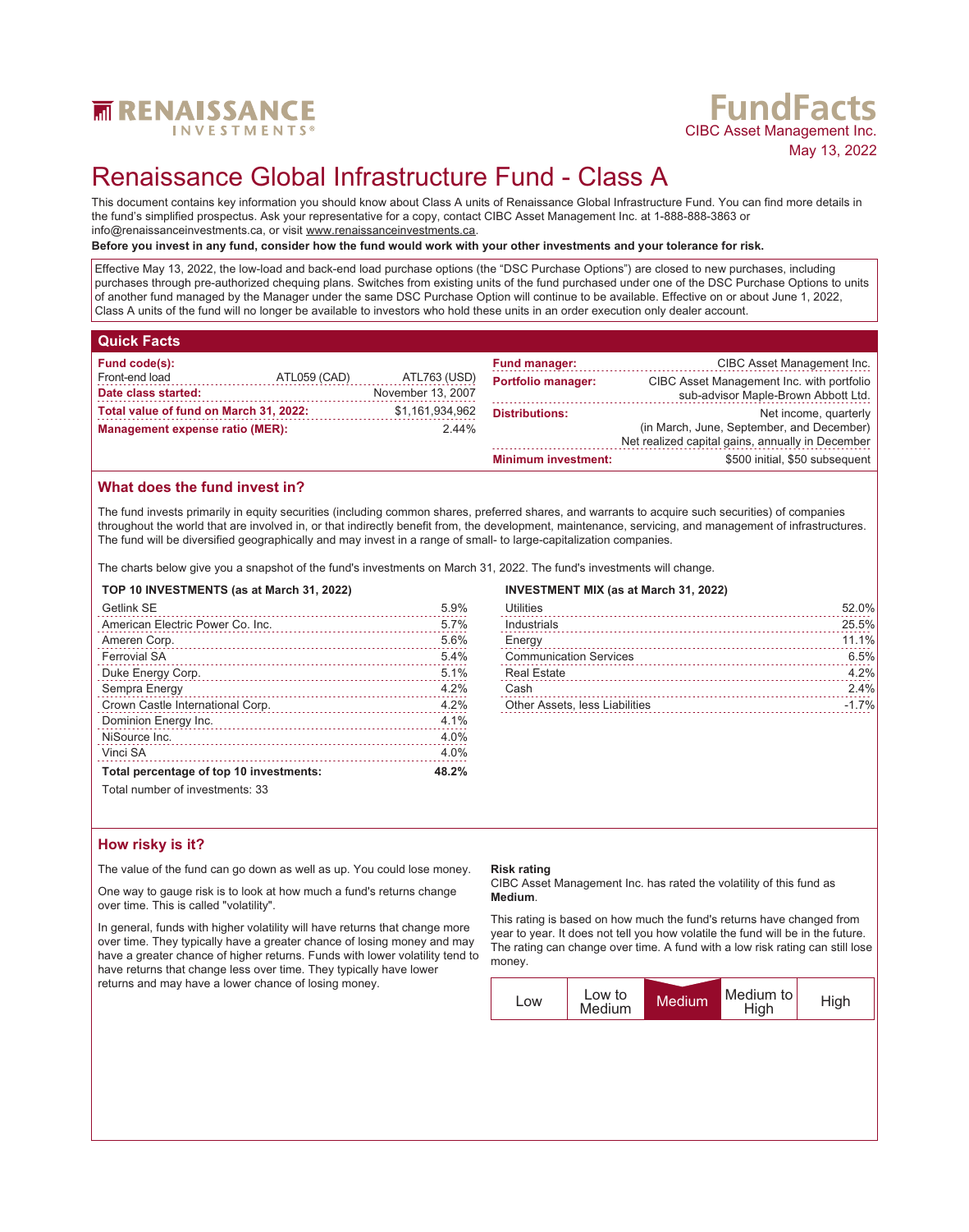RENAISSANCE INVESTMENTS®

FundFacts
CIBC Asset Management Inc.
May 13, 2022

# Renaissance Global Infrastructure Fund - Class A

This document contains key information you should know about Class A units of Renaissance Global Infrastructure Fund. You can find more details in the fund's simplified prospectus. Ask your representative for a copy, contact CIBC Asset Management Inc. at 1-888-888-3863 or info@renaissanceinvestments.ca, or visit www.renaissanceinvestments.ca.

**Before you invest in any fund, consider how the fund would work with your other investments and your tolerance for risk.**

Effective May 13, 2022, the low-load and back-end load purchase options (the "DSC Purchase Options") are closed to new purchases, including purchases through pre-authorized chequing plans. Switches from existing units of the fund purchased under one of the DSC Purchase Options to units of another fund managed by the Manager under the same DSC Purchase Option will continue to be available. Effective on or about June 1, 2022, Class A units of the fund will no longer be available to investors who hold these units in an order execution only dealer account.

## Quick Facts

| | | |
|---|---|---|
| **Fund code(s):** | | |
| Front-end load | ATL059 (CAD) | ATL763 (USD) |
| **Date class started:** | | November 13, 2007 |
| **Total value of fund on March 31, 2022:** | | $1,161,934,962 |
| **Management expense ratio (MER):** | | 2.44% |

| | |
|---|---|
| **Fund manager:** | CIBC Asset Management Inc. |
| **Portfolio manager:** | CIBC Asset Management Inc. with portfolio sub-advisor Maple-Brown Abbott Ltd. |
| **Distributions:** | Net income, quarterly (in March, June, September, and December) Net realized capital gains, annually in December |
| **Minimum investment:** | $500 initial, $50 subsequent |

## What does the fund invest in?

The fund invests primarily in equity securities (including common shares, preferred shares, and warrants to acquire such securities) of companies throughout the world that are involved in, or that indirectly benefit from, the development, maintenance, servicing, and management of infrastructures. The fund will be diversified geographically and may invest in a range of small- to large-capitalization companies.

The charts below give you a snapshot of the fund's investments on March 31, 2022. The fund's investments will change.

**TOP 10 INVESTMENTS (as at March 31, 2022)**

| | |
|---|---|
| Getlink SE | 5.9% |
| American Electric Power Co. Inc. | 5.7% |
| Ameren Corp. | 5.6% |
| Ferrovial SA | 5.4% |
| Duke Energy Corp. | 5.1% |
| Sempra Energy | 4.2% |
| Crown Castle International Corp. | 4.2% |
| Dominion Energy Inc. | 4.1% |
| NiSource Inc. | 4.0% |
| Vinci SA | 4.0% |
| **Total percentage of top 10 investments:** | **48.2%** |

Total number of investments: 33

**INVESTMENT MIX (as at March 31, 2022)**

| | |
|---|---|
| Utilities | 52.0% |
| Industrials | 25.5% |
| Energy | 11.1% |
| Communication Services | 6.5% |
| Real Estate | 4.2% |
| Cash | 2.4% |
| Other Assets, less Liabilities | -1.7% |

## How risky is it?

The value of the fund can go down as well as up. You could lose money.

One way to gauge risk is to look at how much a fund's returns change over time. This is called "volatility".

In general, funds with higher volatility will have returns that change more over time. They typically have a greater chance of losing money and may have a greater chance of higher returns. Funds with lower volatility tend to have returns that change less over time. They typically have lower returns and may have a lower chance of losing money.

**Risk rating**

CIBC Asset Management Inc. has rated the volatility of this fund as **Medium**.

This rating is based on how much the fund's returns have changed from year to year. It does not tell you how volatile the fund will be in the future. The rating can change over time. A fund with a low risk rating can still lose money.

| Low | Low to Medium | **Medium** | Medium to High | High |
|---|---|---|---|---|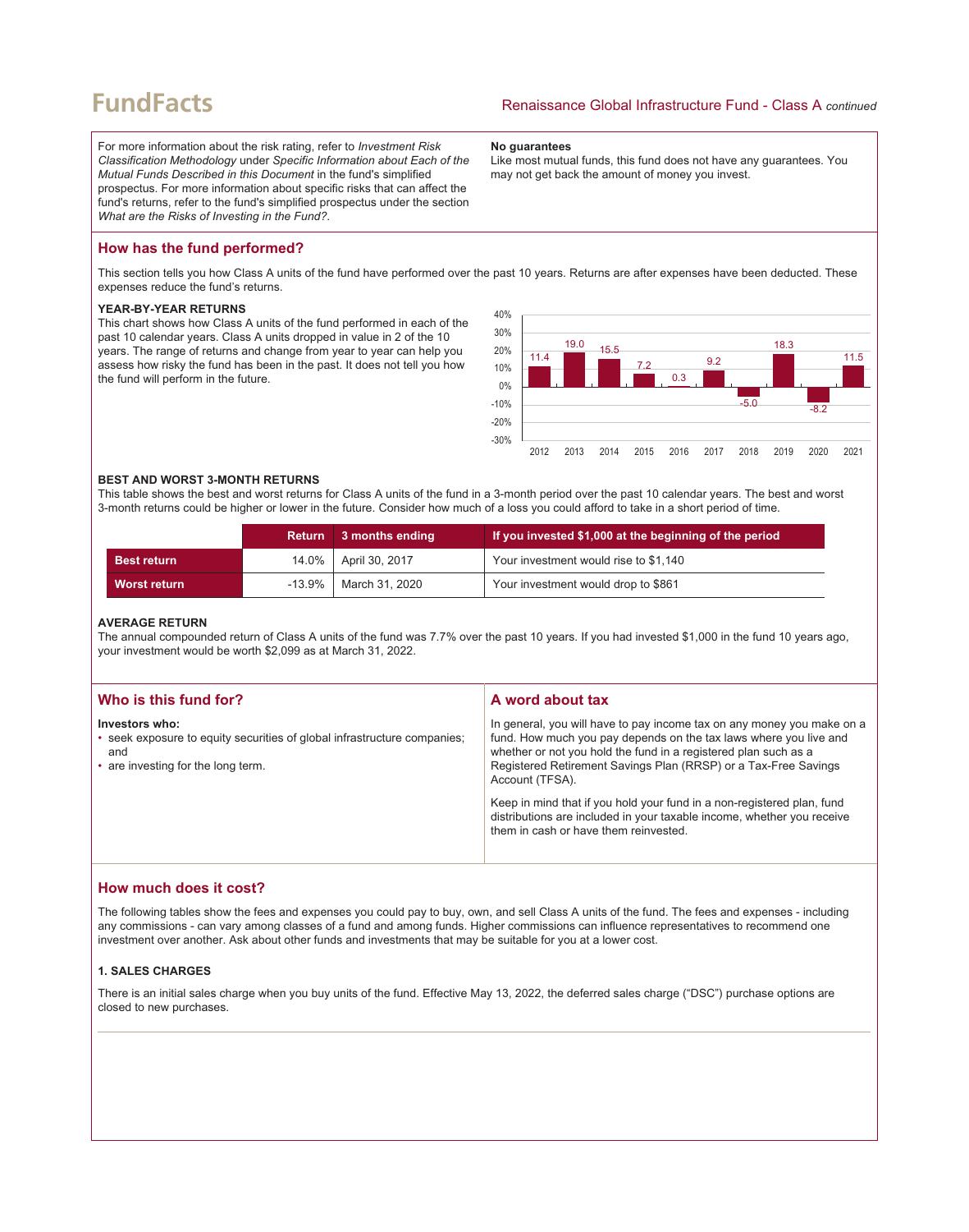For more information about the risk rating, refer to *Investment Risk Classification Methodology* under *Specific Information about Each of the Mutual Funds Described in this Document* in the fund's simplified prospectus. For more information about specific risks that can affect the fund's returns, refer to the fund's simplified prospectus under the section *What are the Risks of Investing in the Fund?*.

**No guarantees**

Like most mutual funds, this fund does not have any guarantees. You may not get back the amount of money you invest.

## How has the fund performed?

This section tells you how Class A units of the fund have performed over the past 10 years. Returns are after expenses have been deducted. These expenses reduce the fund's returns.

### YEAR-BY-YEAR RETURNS

This chart shows how Class A units of the fund performed in each of the past 10 calendar years. Class A units dropped in value in 2 of the 10 years. The range of returns and change from year to year can help you assess how risky the fund has been in the past. It does not tell you how the fund will perform in the future.

| Year | 2012 | 2013 | 2014 | 2015 | 2016 | 2017 | 2018 | 2019 | 2020 | 2021 |
|---|---|---|---|---|---|---|---|---|---|---|
| Return (%) | 11.4 | 19.0 | 15.5 | 7.2 | 0.3 | 9.2 | -5.0 | 18.3 | -8.2 | 11.5 |

### BEST AND WORST 3-MONTH RETURNS

This table shows the best and worst returns for Class A units of the fund in a 3-month period over the past 10 calendar years. The best and worst 3-month returns could be higher or lower in the future. Consider how much of a loss you could afford to take in a short period of time.

| | Return | 3 months ending | If you invested $1,000 at the beginning of the period |
|---|---|---|---|
| **Best return** | 14.0% | April 30, 2017 | Your investment would rise to $1,140 |
| **Worst return** | -13.9% | March 31, 2020 | Your investment would drop to $861 |

### AVERAGE RETURN

The annual compounded return of Class A units of the fund was 7.7% over the past 10 years. If you had invested $1,000 in the fund 10 years ago, your investment would be worth $2,099 as at March 31, 2022.

## Who is this fund for?

**Investors who:**

- seek exposure to equity securities of global infrastructure companies; and
- are investing for the long term.

## A word about tax

In general, you will have to pay income tax on any money you make on a fund. How much you pay depends on the tax laws where you live and whether or not you hold the fund in a registered plan such as a Registered Retirement Savings Plan (RRSP) or a Tax-Free Savings Account (TFSA).

Keep in mind that if you hold your fund in a non-registered plan, fund distributions are included in your taxable income, whether you receive them in cash or have them reinvested.

## How much does it cost?

The following tables show the fees and expenses you could pay to buy, own, and sell Class A units of the fund. The fees and expenses - including any commissions - can vary among classes of a fund and among funds. Higher commissions can influence representatives to recommend one investment over another. Ask about other funds and investments that may be suitable for you at a lower cost.

### 1. SALES CHARGES

There is an initial sales charge when you buy units of the fund. Effective May 13, 2022, the deferred sales charge ("DSC") purchase options are closed to new purchases.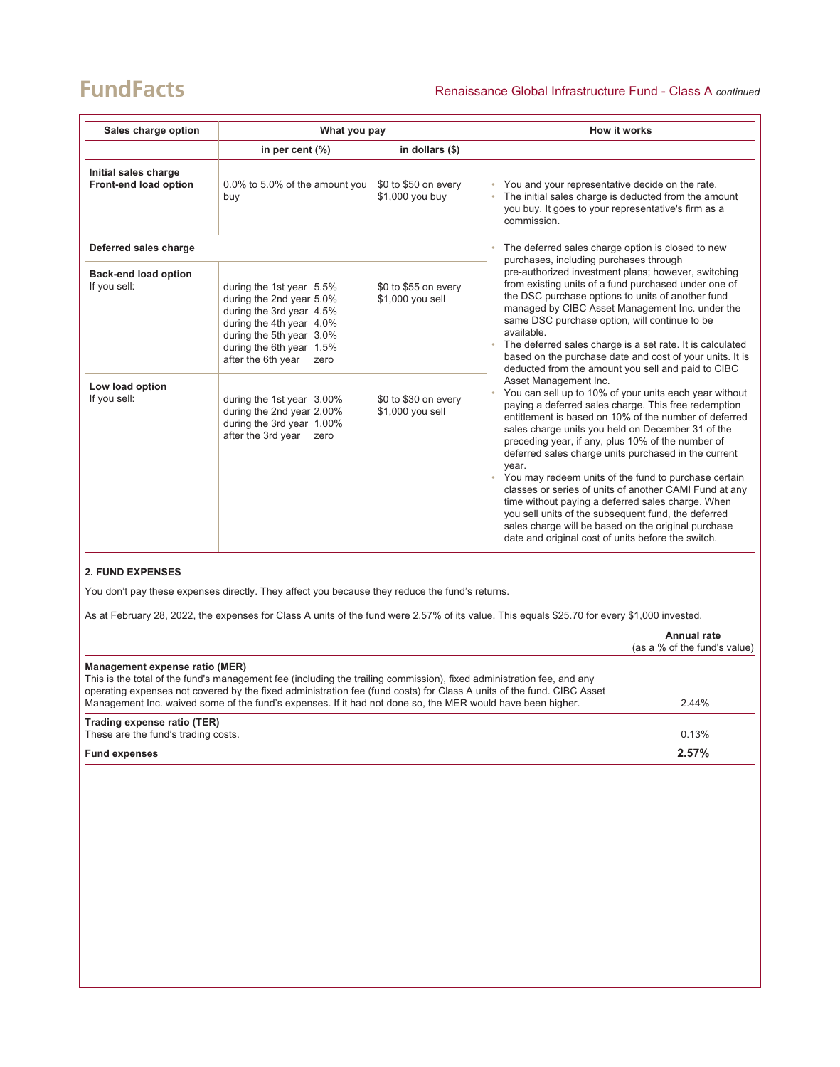| Sales charge option | What you pay | | How it works |
|---|---|---|---|
| | in per cent (%) | in dollars ($) | |
| **Initial sales charge Front-end load option** | 0.0% to 5.0% of the amount you buy | $0 to $50 on every $1,000 you buy | • You and your representative decide on the rate.<br>• The initial sales charge is deducted from the amount you buy. It goes to your representative's firm as a commission. |
| **Deferred sales charge** | | | • The deferred sales charge option is closed to new purchases, including purchases through pre-authorized investment plans; however, switching from existing units of a fund purchased under one of the DSC purchase options to units of another fund managed by CIBC Asset Management Inc. under the same DSC purchase option, will continue to be available.<br>• The deferred sales charge is a set rate. It is calculated based on the purchase date and cost of your units. It is deducted from the amount you sell and paid to CIBC Asset Management Inc.<br>• You can sell up to 10% of your units each year without paying a deferred sales charge. This free redemption entitlement is based on 10% of the number of deferred sales charge units you held on December 31 of the preceding year, if any, plus 10% of the number of deferred sales charge units purchased in the current year.<br>• You may redeem units of the fund to purchase certain classes or series of units of another CAMI Fund at any time without paying a deferred sales charge. When you sell units of the subsequent fund, the deferred sales charge will be based on the original purchase date and original cost of units before the switch. |
| **Back-end load option**<br>If you sell: | during the 1st year 5.5%<br>during the 2nd year 5.0%<br>during the 3rd year 4.5%<br>during the 4th year 4.0%<br>during the 5th year 3.0%<br>during the 6th year 1.5%<br>after the 6th year zero | $0 to $55 on every $1,000 you sell | |
| **Low load option**<br>If you sell: | during the 1st year 3.00%<br>during the 2nd year 2.00%<br>during the 3rd year 1.00%<br>after the 3rd year zero | $0 to $30 on every $1,000 you sell | |

#### 2. FUND EXPENSES

You don't pay these expenses directly. They affect you because they reduce the fund's returns.

As at February 28, 2022, the expenses for Class A units of the fund were 2.57% of its value. This equals $25.70 for every $1,000 invested.

| | **Annual rate** (as a % of the fund's value) |
|---|---|
| **Management expense ratio (MER)**<br>This is the total of the fund's management fee (including the trailing commission), fixed administration fee, and any operating expenses not covered by the fixed administration fee (fund costs) for Class A units of the fund. CIBC Asset Management Inc. waived some of the fund's expenses. If it had not done so, the MER would have been higher. | 2.44% |
| **Trading expense ratio (TER)**<br>These are the fund's trading costs. | 0.13% |
| **Fund expenses** | **2.57%** |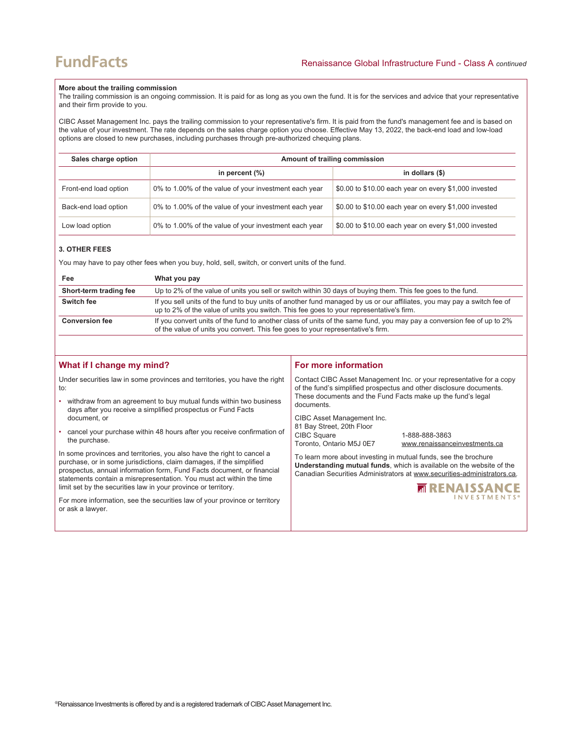#### More about the trailing commission

The trailing commission is an ongoing commission. It is paid for as long as you own the fund. It is for the services and advice that your representative and their firm provide to you.

CIBC Asset Management Inc. pays the trailing commission to your representative's firm. It is paid from the fund's management fee and is based on the value of your investment. The rate depends on the sales charge option you choose. Effective May 13, 2022, the back-end load and low-load options are closed to new purchases, including purchases through pre-authorized chequing plans.

| Sales charge option | Amount of trailing commission | |
|---|---|---|
| | in percent (%) | in dollars ($) |
| Front-end load option | 0% to 1.00% of the value of your investment each year | $0.00 to $10.00 each year on every $1,000 invested |
| Back-end load option | 0% to 1.00% of the value of your investment each year | $0.00 to $10.00 each year on every $1,000 invested |
| Low load option | 0% to 1.00% of the value of your investment each year | $0.00 to $10.00 each year on every $1,000 invested |

### 3. OTHER FEES

You may have to pay other fees when you buy, hold, sell, switch, or convert units of the fund.

| Fee | What you pay |
|---|---|
| **Short-term trading fee** | Up to 2% of the value of units you sell or switch within 30 days of buying them. This fee goes to the fund. |
| **Switch fee** | If you sell units of the fund to buy units of another fund managed by us or our affiliates, you may pay a switch fee of up to 2% of the value of units you switch. This fee goes to your representative's firm. |
| **Conversion fee** | If you convert units of the fund to another class of units of the same fund, you may pay a conversion fee of up to 2% of the value of units you convert. This fee goes to your representative's firm. |

## What if I change my mind?

Under securities law in some provinces and territories, you have the right to:

- withdraw from an agreement to buy mutual funds within two business days after you receive a simplified prospectus or Fund Facts document, or
- cancel your purchase within 48 hours after you receive confirmation of the purchase.

In some provinces and territories, you also have the right to cancel a purchase, or in some jurisdictions, claim damages, if the simplified prospectus, annual information form, Fund Facts document, or financial statements contain a misrepresentation. You must act within the time limit set by the securities law in your province or territory.

For more information, see the securities law of your province or territory or ask a lawyer.

## For more information

Contact CIBC Asset Management Inc. or your representative for a copy of the fund's simplified prospectus and other disclosure documents. These documents and the Fund Facts make up the fund's legal documents.

CIBC Asset Management Inc.
81 Bay Street, 20th Floor
CIBC Square
Toronto, Ontario M5J 0E7

1-888-888-3863
www.renaissanceinvestments.ca

To learn more about investing in mutual funds, see the brochure **Understanding mutual funds**, which is available on the website of the Canadian Securities Administrators at www.securities-administrators.ca.

RENAISSANCE INVESTMENTS®

®Renaissance Investments is offered by and is a registered trademark of CIBC Asset Management Inc.